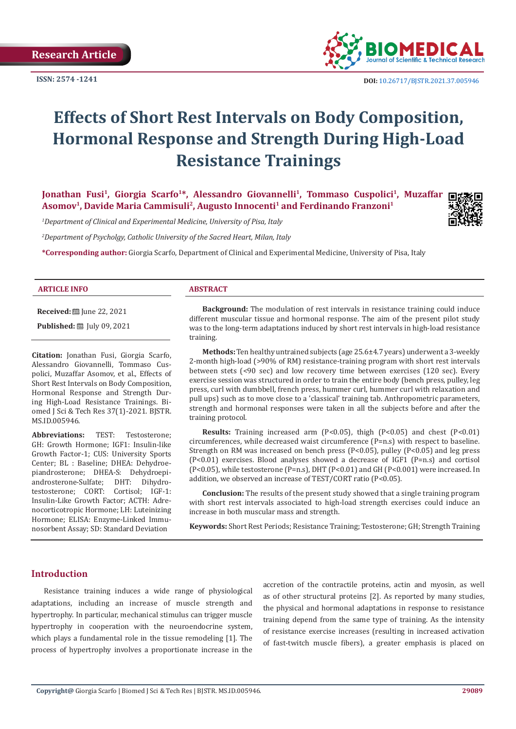Research Article

ISSN: 2574 -1241

DOI: 10.26717/BJSTR.2021.37.005946

# Effects of Short Rest Intervals on Body Composition, Hormonal Response and Strength During High-Load Resistance Trainings

**Jonathan Fusi[1], Giorgia Scarfo[1]*, Alessandro Giovannelli[1], Tommaso Cuspolici[1], Muzaffar Asomov[1], Davide Maria Cammisuli[2], Augusto Innocenti[1] and Ferdinando Franzoni[1]**

*[1]Department of Clinical and Experimental Medicine, University of Pisa, Italy*

*[2]Department of Psycholgy, Catholic University of the Sacred Heart, Milan, Italy*

**\*Corresponding author:** Giorgia Scarfo, Department of Clinical and Experimental Medicine, University of Pisa, Italy

## ARTICLE INFO

**Received:** June 22, 2021

**Published:** July 09, 2021

**Citation:** Jonathan Fusi, Giorgia Scarfo, Alessandro Giovannelli, Tommaso Cuspolici, Muzaffar Asomov, et al., Effects of Short Rest Intervals on Body Composition, Hormonal Response and Strength During High-Load Resistance Trainings. Biomed J Sci & Tech Res 37(1)-2021. BJSTR. MS.ID.005946.

**Abbreviations:** TEST: Testosterone; GH: Growth Hormone; IGF1: Insulin-like Growth Factor-1; CUS: University Sports Center; BL : Baseline; DHEA: Dehydroepiandrosterone; DHEA-S: Dehydroepiandrosterone-Sulfate; DHT: Dihydrotestosterone; CORT: Cortisol; IGF-1: Insulin-Like Growth Factor; ACTH: Adrenocorticotropic Hormone; LH: Luteinizing Hormone; ELISA: Enzyme-Linked Immunosorbent Assay; SD: Standard Deviation

## ABSTRACT

**Background:** The modulation of rest intervals in resistance training could induce different muscular tissue and hormonal response. The aim of the present pilot study was to the long-term adaptations induced by short rest intervals in high-load resistance training.

**Methods:** Ten healthy untrained subjects (age 25.6±4.7 years) underwent a 3-weekly 2-month high-load (>90% of RM) resistance-training program with short rest intervals between stets (<90 sec) and low recovery time between exercises (120 sec). Every exercise session was structured in order to train the entire body (bench press, pulley, leg press, curl with dumbbell, french press, hummer curl, hummer curl with relaxation and pull ups) such as to move close to a 'classical' training tab. Anthropometric parameters, strength and hormonal responses were taken in all the subjects before and after the training protocol.

**Results:** Training increased arm ($P<0.05$), thigh ($P<0.05$) and chest ($P<0.01$) circumferences, while decreased waist circumference (P=n.s) with respect to baseline. Strength on RM was increased on bench press ($P<0.05$), pulley ($P<0.05$) and leg press ($P<0.01$) exercises. Blood analyses showed a decrease of IGF1 (P=n.s) and cortisol ($P<0.05$), while testosterone (P=n.s), DHT ($P<0.01$) and GH ($P<0.001$) were increased. In addition, we observed an increase of TEST/CORT ratio ($P<0.05$).

**Conclusion:** The results of the present study showed that a single training program with short rest intervals associated to high-load strength exercises could induce an increase in both muscular mass and strength.

**Keywords:** Short Rest Periods; Resistance Training; Testosterone; GH; Strength Training

## Introduction

Resistance training induces a wide range of physiological adaptations, including an increase of muscle strength and hypertrophy. In particular, mechanical stimulus can trigger muscle hypertrophy in cooperation with the neuroendocrine system, which plays a fundamental role in the tissue remodeling [1]. The process of hypertrophy involves a proportionate increase in the accretion of the contractile proteins, actin and myosin, as well as of other structural proteins [2]. As reported by many studies, the physical and hormonal adaptations in response to resistance training depend from the same type of training. As the intensity of resistance exercise increases (resulting in increased activation of fast-twitch muscle fibers), a greater emphasis is placed on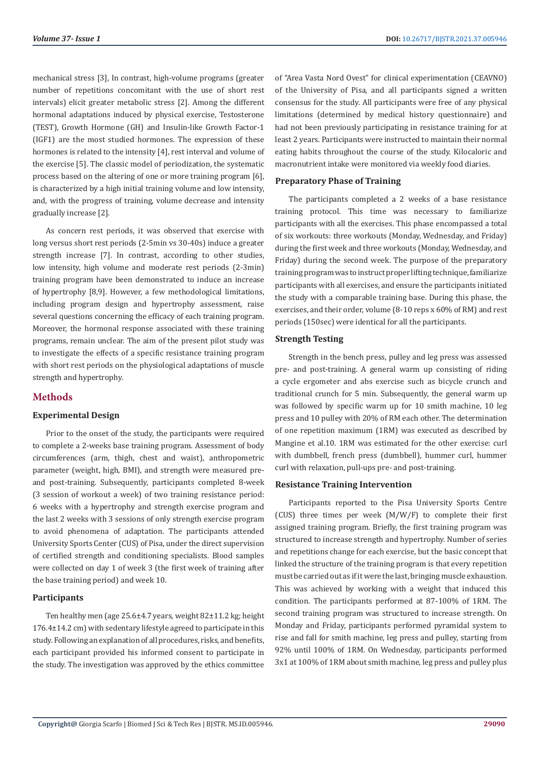mechanical stress [3], In contrast, high-volume programs (greater number of repetitions concomitant with the use of short rest intervals) elicit greater metabolic stress [2]. Among the different hormonal adaptations induced by physical exercise, Testosterone (TEST), Growth Hormone (GH) and Insulin-like Growth Factor-1 (IGF1) are the most studied hormones. The expression of these hormones is related to the intensity [4], rest interval and volume of the exercise [5]. The classic model of periodization, the systematic process based on the altering of one or more training program [6], is characterized by a high initial training volume and low intensity, and, with the progress of training, volume decrease and intensity gradually increase [2].

As concern rest periods, it was observed that exercise with long versus short rest periods (2-5min vs 30-40s) induce a greater strength increase [7]. In contrast, according to other studies, low intensity, high volume and moderate rest periods (2-3min) training program have been demonstrated to induce an increase of hypertrophy [8,9]. However, a few methodological limitations, including program design and hypertrophy assessment, raise several questions concerning the efficacy of each training program. Moreover, the hormonal response associated with these training programs, remain unclear. The aim of the present pilot study was to investigate the effects of a specific resistance training program with short rest periods on the physiological adaptations of muscle strength and hypertrophy.

## Methods

### Experimental Design

Prior to the onset of the study, the participants were required to complete a 2-weeks base training program. Assessment of body circumferences (arm, thigh, chest and waist), anthropometric parameter (weight, high, BMI), and strength were measured pre- and post-training. Subsequently, participants completed 8-week (3 session of workout a week) of two training resistance period: 6 weeks with a hypertrophy and strength exercise program and the last 2 weeks with 3 sessions of only strength exercise program to avoid phenomena of adaptation. The participants attended University Sports Center (CUS) of Pisa, under the direct supervision of certified strength and conditioning specialists. Blood samples were collected on day 1 of week 3 (the first week of training after the base training period) and week 10.

### Participants

Ten healthy men (age 25.6±4.7 years, weight 82±11.2 kg; height 176.4±14.2 cm) with sedentary lifestyle agreed to participate in this study. Following an explanation of all procedures, risks, and benefits, each participant provided his informed consent to participate in the study. The investigation was approved by the ethics committee of "Area Vasta Nord Ovest" for clinical experimentation (CEAVNO) of the University of Pisa, and all participants signed a written consensus for the study. All participants were free of any physical limitations (determined by medical history questionnaire) and had not been previously participating in resistance training for at least 2 years. Participants were instructed to maintain their normal eating habits throughout the course of the study. Kilocaloric and macronutrient intake were monitored via weekly food diaries.

### Preparatory Phase of Training

The participants completed a 2 weeks of a base resistance training protocol. This time was necessary to familiarize participants with all the exercises. This phase encompassed a total of six workouts: three workouts (Monday, Wednesday, and Friday) during the first week and three workouts (Monday, Wednesday, and Friday) during the second week. The purpose of the preparatory training program was to instruct proper lifting technique, familiarize participants with all exercises, and ensure the participants initiated the study with a comparable training base. During this phase, the exercises, and their order, volume (8-10 reps x 60% of RM) and rest periods (150sec) were identical for all the participants.

### Strength Testing

Strength in the bench press, pulley and leg press was assessed pre- and post-training. A general warm up consisting of riding a cycle ergometer and abs exercise such as bicycle crunch and traditional crunch for 5 min. Subsequently, the general warm up was followed by specific warm up for 10 smith machine, 10 leg press and 10 pulley with 20% of RM each other. The determination of one repetition maximum (1RM) was executed as described by Mangine et al.10. 1RM was estimated for the other exercise: curl with dumbbell, french press (dumbbell), hummer curl, hummer curl with relaxation, pull-ups pre- and post-training.

### Resistance Training Intervention

Participants reported to the Pisa University Sports Centre (CUS) three times per week (M/W/F) to complete their first assigned training program. Briefly, the first training program was structured to increase strength and hypertrophy. Number of series and repetitions change for each exercise, but the basic concept that linked the structure of the training program is that every repetition must be carried out as if it were the last, bringing muscle exhaustion. This was achieved by working with a weight that induced this condition. The participants performed at 87-100% of 1RM. The second training program was structured to increase strength. On Monday and Friday, participants performed pyramidal system to rise and fall for smith machine, leg press and pulley, starting from 92% until 100% of 1RM. On Wednesday, participants performed 3x1 at 100% of 1RM about smith machine, leg press and pulley plus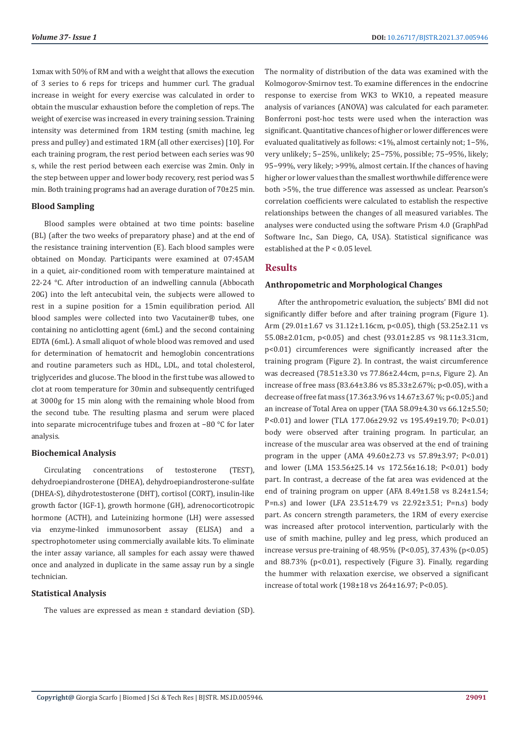1xmax with 50% of RM and with a weight that allows the execution of 3 series to 6 reps for triceps and hummer curl. The gradual increase in weight for every exercise was calculated in order to obtain the muscular exhaustion before the completion of reps. The weight of exercise was increased in every training session. Training intensity was determined from 1RM testing (smith machine, leg press and pulley) and estimated 1RM (all other exercises) [10]. For each training program, the rest period between each series was 90 s, while the rest period between each exercise was 2min. Only in the step between upper and lower body recovery, rest period was 5 min. Both training programs had an average duration of 70±25 min.

### Blood Sampling

Blood samples were obtained at two time points: baseline (BL) (after the two weeks of preparatory phase) and at the end of the resistance training intervention (E). Each blood samples were obtained on Monday. Participants were examined at 07:45AM in a quiet, air-conditioned room with temperature maintained at 22-24 °C. After introduction of an indwelling cannula (Abbocath 20G) into the left antecubital vein, the subjects were allowed to rest in a supine position for a 15min equilibration period. All blood samples were collected into two Vacutainer® tubes, one containing no anticlotting agent (6mL) and the second containing EDTA (6mL). A small aliquot of whole blood was removed and used for determination of hematocrit and hemoglobin concentrations and routine parameters such as HDL, LDL, and total cholesterol, triglycerides and glucose. The blood in the first tube was allowed to clot at room temperature for 30min and subsequently centrifuged at 3000g for 15 min along with the remaining whole blood from the second tube. The resulting plasma and serum were placed into separate microcentrifuge tubes and frozen at −80 °C for later analysis.

### Biochemical Analysis

Circulating concentrations of testosterone (TEST), dehydroepiandrosterone (DHEA), dehydroepiandrosterone-sulfate (DHEA-S), dihydrotestosterone (DHT), cortisol (CORT), insulin-like growth factor (IGF-1), growth hormone (GH), adrenocorticotropic hormone (ACTH), and Luteinizing hormone (LH) were assessed via enzyme-linked immunosorbent assay (ELISA) and a spectrophotometer using commercially available kits. To eliminate the inter assay variance, all samples for each assay were thawed once and analyzed in duplicate in the same assay run by a single technician.

### Statistical Analysis

The values are expressed as mean ± standard deviation (SD). The normality of distribution of the data was examined with the Kolmogorov-Smirnov test. To examine differences in the endocrine response to exercise from WK3 to WK10, a repeated measure analysis of variances (ANOVA) was calculated for each parameter. Bonferroni post-hoc tests were used when the interaction was significant. Quantitative chances of higher or lower differences were evaluated qualitatively as follows: <1%, almost certainly not; 1−5%, very unlikely; 5−25%, unlikely; 25−75%, possible; 75−95%, likely; 95−99%, very likely; >99%, almost certain. If the chances of having higher or lower values than the smallest worthwhile difference were both >5%, the true difference was assessed as unclear. Pearson's correlation coefficients were calculated to establish the respective relationships between the changes of all measured variables. The analyses were conducted using the software Prism 4.0 (GraphPad Software Inc., San Diego, CA, USA). Statistical significance was established at the $P < 0.05$ level.

## Results

### Anthropometric and Morphological Changes

After the anthropometric evaluation, the subjects' BMI did not significantly differ before and after training program (Figure 1). Arm (29.01±1.67 vs 31.12±1.16cm, $p<0.05$), thigh (53.25±2.11 vs 55.08±2.01cm, $p<0.05$) and chest (93.01±2.85 vs 98.11±3.31cm, $p<0.01$) circumferences were significantly increased after the training program (Figure 2). In contrast, the waist circumference was decreased (78.51±3.30 vs 77.86±2.44cm, p=n.s, Figure 2). An increase of free mass (83.64±3.86 vs 85.33±2.67%; $p<0.05$), with a decrease of free fat mass (17.36±3.96 vs 14.67±3.67 %; $p<0.05$;) and an increase of Total Area on upper (TAA 58.09±4.30 vs 66.12±5.50; $P<0.01$) and lower (TLA 177.06±29.92 vs 195.49±19.70; $P<0.01$) body were observed after training program. In particular, an increase of the muscular area was observed at the end of training program in the upper (AMA 49.60±2.73 vs 57.89±3.97; $P<0.01$) and lower (LMA 153.56±25.14 vs 172.56±16.18; $P<0.01$) body part. In contrast, a decrease of the fat area was evidenced at the end of training program on upper (AFA 8.49±1.58 vs 8.24±1.54; P=n.s) and lower (LFA 23.51±4.79 vs 22.92±3.51; P=n.s) body part. As concern strength parameters, the 1RM of every exercise was increased after protocol intervention, particularly with the use of smith machine, pulley and leg press, which produced an increase versus pre-training of 48.95% ($P<0.05$), 37.43% ($p<0.05$) and 88.73% ($p<0.01$), respectively (Figure 3). Finally, regarding the hummer with relaxation exercise, we observed a significant increase of total work (198±18 vs 264±16.97; $P<0.05$).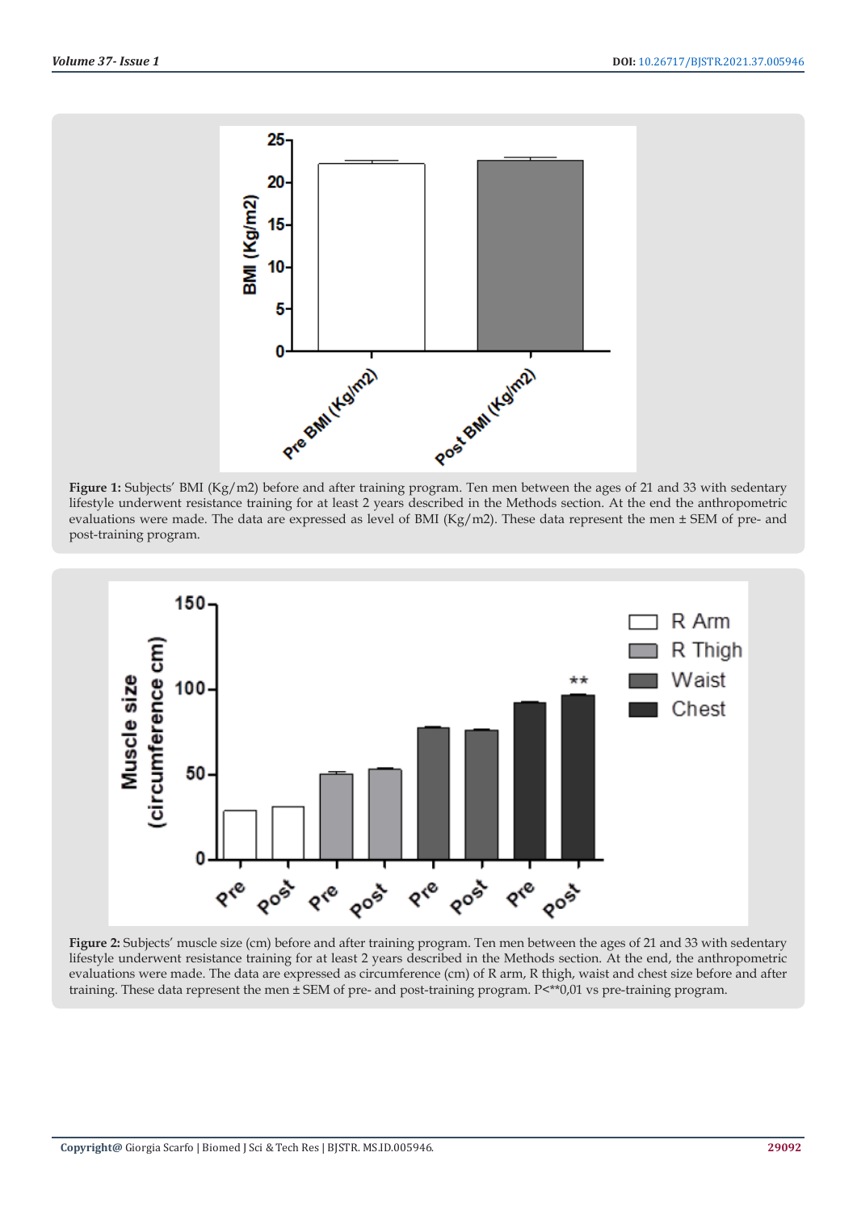**Figure 1:** Subjects' BMI (Kg/m2) before and after training program. Ten men between the ages of 21 and 33 with sedentary lifestyle underwent resistance training for at least 2 years described in the Methods section. At the end the anthropometric evaluations were made. The data are expressed as level of BMI (Kg/m2). These data represent the men ± SEM of pre- and post-training program.

**Figure 2:** Subjects' muscle size (cm) before and after training program. Ten men between the ages of 21 and 33 with sedentary lifestyle underwent resistance training for at least 2 years described in the Methods section. At the end, the anthropometric evaluations were made. The data are expressed as circumference (cm) of R arm, R thigh, waist and chest size before and after training. These data represent the men ± SEM of pre- and post-training program. P<**0,01 vs pre-training program.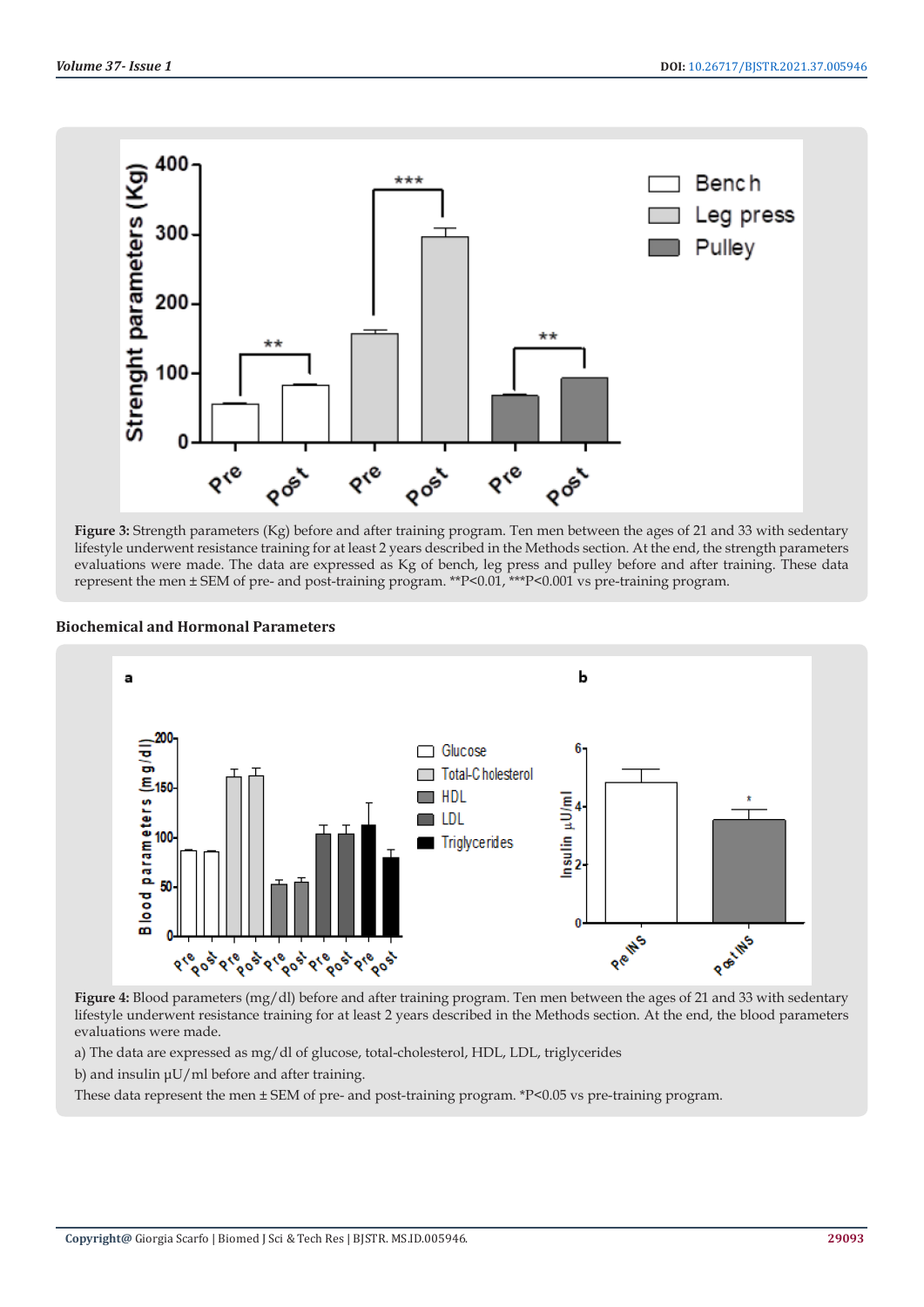**Figure 3:** Strength parameters (Kg) before and after training program. Ten men between the ages of 21 and 33 with sedentary lifestyle underwent resistance training for at least 2 years described in the Methods section. At the end, the strength parameters evaluations were made. The data are expressed as Kg of bench, leg press and pulley before and after training. These data represent the men ± SEM of pre- and post-training program. **P<0.01, ***P<0.001 vs pre-training program.

### Biochemical and Hormonal Parameters

**Figure 4:** Blood parameters (mg/dl) before and after training program. Ten men between the ages of 21 and 33 with sedentary lifestyle underwent resistance training for at least 2 years described in the Methods section. At the end, the blood parameters evaluations were made.

a) The data are expressed as mg/dl of glucose, total-cholesterol, HDL, LDL, triglycerides

b) and insulin μU/ml before and after training.

These data represent the men ± SEM of pre- and post-training program. *P<0.05 vs pre-training program.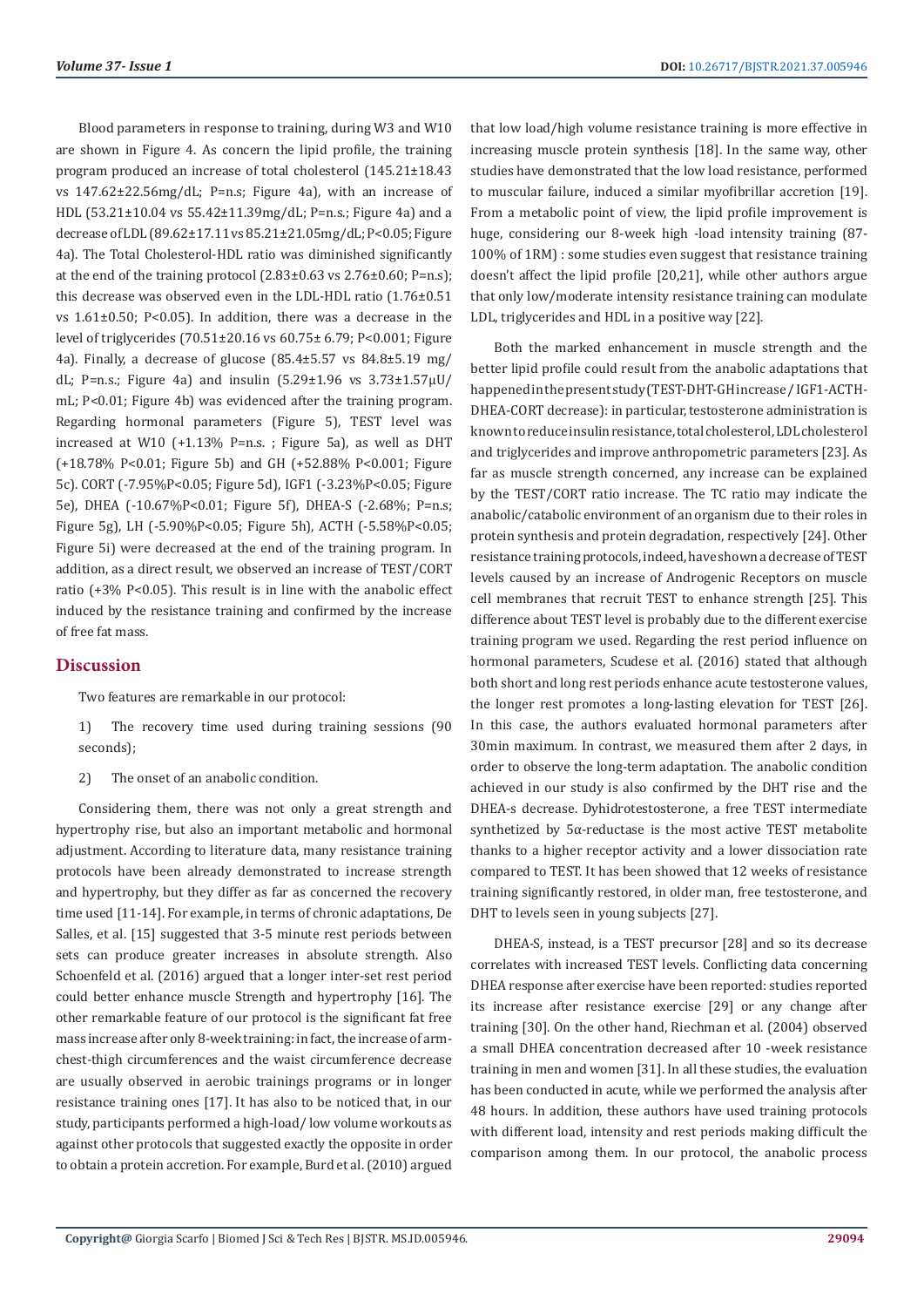Blood parameters in response to training, during W3 and W10 are shown in Figure 4. As concern the lipid profile, the training program produced an increase of total cholesterol (145.21±18.43 vs 147.62±22.56mg/dL; P=n.s; Figure 4a), with an increase of HDL (53.21±10.04 vs 55.42±11.39mg/dL; P=n.s.; Figure 4a) and a decrease of LDL (89.62±17.11 vs 85.21±21.05mg/dL; P<0.05; Figure 4a). The Total Cholesterol-HDL ratio was diminished significantly at the end of the training protocol (2.83±0.63 vs 2.76±0.60; P=n.s); this decrease was observed even in the LDL-HDL ratio (1.76±0.51 vs 1.61±0.50; P<0.05). In addition, there was a decrease in the level of triglycerides (70.51±20.16 vs 60.75± 6.79; P<0.001; Figure 4a). Finally, a decrease of glucose (85.4±5.57 vs 84.8±5.19 mg/dL; P=n.s.; Figure 4a) and insulin (5.29±1.96 vs 3.73±1.57µU/mL; P<0.01; Figure 4b) was evidenced after the training program. Regarding hormonal parameters (Figure 5), TEST level was increased at W10 (+1.13% P=n.s. ; Figure 5a), as well as DHT (+18.78% P<0.01; Figure 5b) and GH (+52.88% P<0.001; Figure 5c). CORT (-7.95%P<0.05; Figure 5d), IGF1 (-3.23%P<0.05; Figure 5e), DHEA (-10.67%P<0.01; Figure 5f), DHEA-S (-2.68%; P=n.s; Figure 5g), LH (-5.90%P<0.05; Figure 5h), ACTH (-5.58%P<0.05; Figure 5i) were decreased at the end of the training program. In addition, as a direct result, we observed an increase of TEST/CORT ratio (+3% P<0.05). This result is in line with the anabolic effect induced by the resistance training and confirmed by the increase of free fat mass.

## Discussion

Two features are remarkable in our protocol:

1) The recovery time used during training sessions (90 seconds);

2) The onset of an anabolic condition.

Considering them, there was not only a great strength and hypertrophy rise, but also an important metabolic and hormonal adjustment. According to literature data, many resistance training protocols have been already demonstrated to increase strength and hypertrophy, but they differ as far as concerned the recovery time used [11-14]. For example, in terms of chronic adaptations, De Salles, et al. [15] suggested that 3-5 minute rest periods between sets can produce greater increases in absolute strength. Also Schoenfeld et al. (2016) argued that a longer inter-set rest period could better enhance muscle Strength and hypertrophy [16]. The other remarkable feature of our protocol is the significant fat free mass increase after only 8-week training: in fact, the increase of arm-chest-thigh circumferences and the waist circumference decrease are usually observed in aerobic trainings programs or in longer resistance training ones [17]. It has also to be noticed that, in our study, participants performed a high-load/ low volume workouts as against other protocols that suggested exactly the opposite in order to obtain a protein accretion. For example, Burd et al. (2010) argued that low load/high volume resistance training is more effective in increasing muscle protein synthesis [18]. In the same way, other studies have demonstrated that the low load resistance, performed to muscular failure, induced a similar myofibrillar accretion [19]. From a metabolic point of view, the lipid profile improvement is huge, considering our 8-week high -load intensity training (87-100% of 1RM) : some studies even suggest that resistance training doesn't affect the lipid profile [20,21], while other authors argue that only low/moderate intensity resistance training can modulate LDL, triglycerides and HDL in a positive way [22].

Both the marked enhancement in muscle strength and the better lipid profile could result from the anabolic adaptations that happened in the present study (TEST-DHT-GH increase / IGF1-ACTH-DHEA-CORT decrease): in particular, testosterone administration is known to reduce insulin resistance, total cholesterol, LDL cholesterol and triglycerides and improve anthropometric parameters [23]. As far as muscle strength concerned, any increase can be explained by the TEST/CORT ratio increase. The TC ratio may indicate the anabolic/catabolic environment of an organism due to their roles in protein synthesis and protein degradation, respectively [24]. Other resistance training protocols, indeed, have shown a decrease of TEST levels caused by an increase of Androgenic Receptors on muscle cell membranes that recruit TEST to enhance strength [25]. This difference about TEST level is probably due to the different exercise training program we used. Regarding the rest period influence on hormonal parameters, Scudese et al. (2016) stated that although both short and long rest periods enhance acute testosterone values, the longer rest promotes a long-lasting elevation for TEST [26]. In this case, the authors evaluated hormonal parameters after 30min maximum. In contrast, we measured them after 2 days, in order to observe the long-term adaptation. The anabolic condition achieved in our study is also confirmed by the DHT rise and the DHEA-s decrease. Dyhidrotestosterone, a free TEST intermediate synthetized by 5α-reductase is the most active TEST metabolite thanks to a higher receptor activity and a lower dissociation rate compared to TEST. It has been showed that 12 weeks of resistance training significantly restored, in older man, free testosterone, and DHT to levels seen in young subjects [27].

DHEA-S, instead, is a TEST precursor [28] and so its decrease correlates with increased TEST levels. Conflicting data concerning DHEA response after exercise have been reported: studies reported its increase after resistance exercise [29] or any change after training [30]. On the other hand, Riechman et al. (2004) observed a small DHEA concentration decreased after 10 -week resistance training in men and women [31]. In all these studies, the evaluation has been conducted in acute, while we performed the analysis after 48 hours. In addition, these authors have used training protocols with different load, intensity and rest periods making difficult the comparison among them. In our protocol, the anabolic process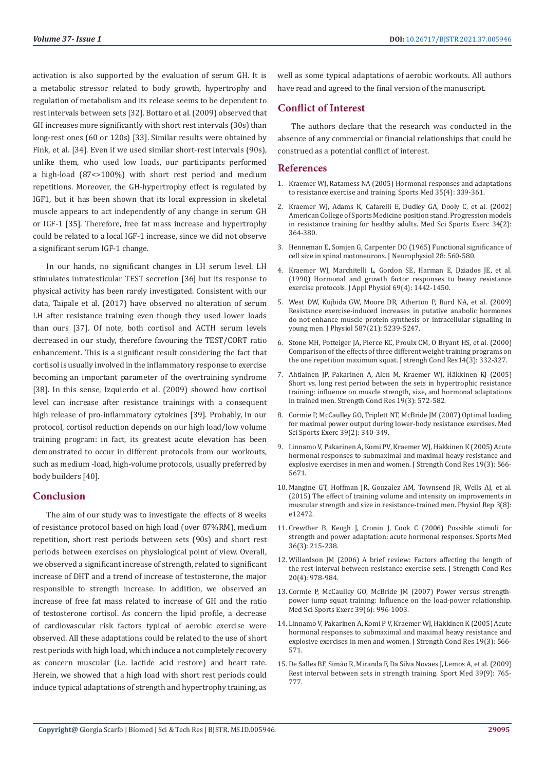activation is also supported by the evaluation of serum GH. It is a metabolic stressor related to body growth, hypertrophy and regulation of metabolism and its release seems to be dependent to rest intervals between sets [32]. Bottaro et al. (2009) observed that GH increases more significantly with short rest intervals (30s) than long-rest ones (60 or 120s) [33]. Similar results were obtained by Fink, et al. [34]. Even if we used similar short-rest intervals (90s), unlike them, who used low loads, our participants performed a high-load (87<>100%) with short rest period and medium repetitions. Moreover, the GH-hypertrophy effect is regulated by IGF1, but it has been shown that its local expression in skeletal muscle appears to act independently of any change in serum GH or IGF-1 [35]. Therefore, free fat mass increase and hypertrophy could be related to a local IGF-1 increase, since we did not observe a significant serum IGF-1 change.

In our hands, no significant changes in LH serum level. LH stimulates intratesticular TEST secretion [36] but its response to physical activity has been rarely investigated. Consistent with our data, Taipale et al. (2017) have observed no alteration of serum LH after resistance training even though they used lower loads than ours [37]. Of note, both cortisol and ACTH serum levels decreased in our study, therefore favouring the TEST/CORT ratio enhancement. This is a significant result considering the fact that cortisol is usually involved in the inflammatory response to exercise becoming an important parameter of the overtraining syndrome [38]. In this sense, Izquierdo et al. (2009) showed how cortisol level can increase after resistance trainings with a consequent high release of pro-inflammatory cytokines [39]. Probably, in our protocol, cortisol reduction depends on our high load/low volume training program: in fact, its greatest acute elevation has been demonstrated to occur in different protocols from our workouts, such as medium -load, high-volume protocols, usually preferred by body builders [40].

## Conclusion

The aim of our study was to investigate the effects of 8 weeks of resistance protocol based on high load (over 87%RM), medium repetition, short rest periods between sets (90s) and short rest periods between exercises on physiological point of view. Overall, we observed a significant increase of strength, related to significant increase of DHT and a trend of increase of testosterone, the major responsible to strength increase. In addition, we observed an increase of free fat mass related to increase of GH and the ratio of testosterone cortisol. As concern the lipid profile, a decrease of cardiovascular risk factors typical of aerobic exercise were observed. All these adaptations could be related to the use of short rest periods with high load, which induce a not completely recovery as concern muscular (i.e. lactide acid restore) and heart rate. Herein, we showed that a high load with short rest periods could induce typical adaptations of strength and hypertrophy training, as well as some typical adaptations of aerobic workouts. All authors have read and agreed to the final version of the manuscript.

## Conflict of Interest

The authors declare that the research was conducted in the absence of any commercial or financial relationships that could be construed as a potential conflict of interest.

## References

1. Kraemer WJ, Ratamess NA (2005) Hormonal responses and adaptations to resistance exercise and training. Sports Med 35(4): 339-361.
2. Kraemer WJ, Adams K, Cafarelli E, Dudley GA, Dooly C, et al. (2002) American College of Sports Medicine position stand. Progression models in resistance training for healthy adults. Med Sci Sports Exerc 34(2): 364-380.
3. Henneman E, Somjen G, Carpenter DO (1965) Functional significance of cell size in spinal motoneurons. J Neurophysiol 28: 560-580.
4. Kraemer WJ, Marchitelli L, Gordon SE, Harman E, Dziados JE, et al. (1990) Hormonal and growth factor responses to heavy resistance exercise protocols. J Appl Physiol 69(4): 1442-1450.
5. West DW, Kujbida GW, Moore DR, Atherton P, Burd NA, et al. (2009) Resistance exercise-induced increases in putative anabolic hormones do not enhance muscle protein synthesis or intracellular signalling in young men. J Physiol 587(21): 5239-5247.
6. Stone MH, Potteiger JA, Pierce KC, Proulx CM, O Bryant HS, et al. (2000) Comparison of the effects of three different weight-training programs on the one repetition maximum squat. J strengh Cond Res14(3): 332-327.
7. Ahtiainen JP, Pakarinen A, Alen M, Kraemer WJ, Häkkinen KJ (2005) Short vs. long rest period between the sets in hypertrophic resistance training: influence on muscle strength, size, and hormonal adaptations in trained men. Strength Cond Res 19(3): 572-582.
8. Cormie P, McCaulley GO, Triplett NT, McBride JM (2007) Optimal loading for maximal power output during lower-body resistance exercises. Med Sci Sports Exerc 39(2): 340-349.
9. Linnamo V, Pakarinen A, Komi PV, Kraemer WJ, Häkkinen K (2005) Acute hormonal responses to submaximal and maximal heavy resistance and explosive exercises in men and women. J Strength Cond Res 19(3): 566-5671.
10. Mangine GT, Hoffman JR, Gonzalez AM, Townsend JR, Wells AJ, et al. (2015) The effect of training volume and intensity on improvements in muscular strength and size in resistance-trained men. Physiol Rep 3(8): e12472.
11. Crewther B, Keogh J, Cronin J, Cook C (2006) Possible stimuli for strength and power adaptation: acute hormonal responses. Sports Med 36(3): 215-238.
12. Willardson JM (2006) A brief review: Factors affecting the length of the rest interval between resistance exercise sets. J Strength Cond Res 20(4): 978-984.
13. Cormie P, McCaulley GO, McBride JM (2007) Power versus strength-power jump squat training: Influence on the load-power relationship. Med Sci Sports Exerc 39(6): 996-1003.
14. Linnamo V, Pakarinen A, Komi P V, Kraemer WJ, Häkkinen K (2005) Acute hormonal responses to submaximal and maximal heavy resistance and explosive exercises in men and women. J Strength Cond Res 19(3): 566-571.
15. De Salles BF, Simão R, Miranda F, Da Silva Novaes J, Lemos A, et al. (2009) Rest interval between sets in strength training. Sport Med 39(9): 765-777.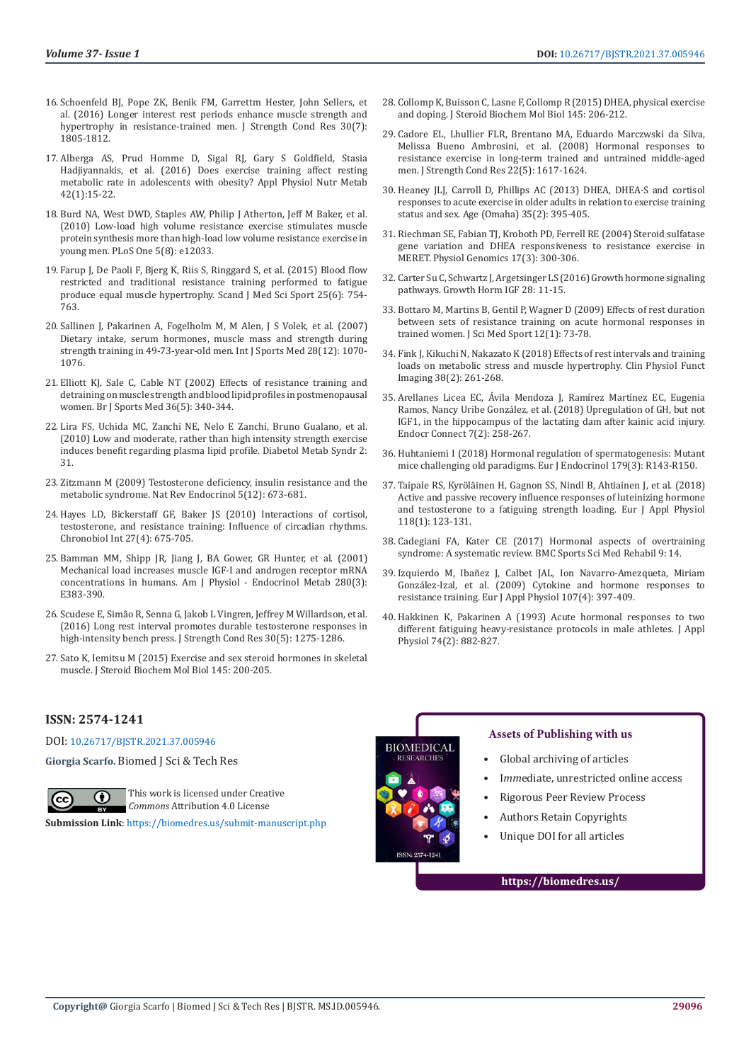16. Schoenfeld BJ, Pope ZK, Benik FM, Garrettm Hester, John Sellers, et al. (2016) Longer interest rest periods enhance muscle strength and hypertrophy in resistance-trained men. J Strength Cond Res 30(7): 1805-1812.
17. Alberga AS, Prud Homme D, Sigal RJ, Gary S Goldfield, Stasia Hadjiyannakis, et al. (2016) Does exercise training affect resting metabolic rate in adolescents with obesity? Appl Physiol Nutr Metab 42(1):15-22.
18. Burd NA, West DWD, Staples AW, Philip J Atherton, Jeff M Baker, et al. (2010) Low-load high volume resistance exercise stimulates muscle protein synthesis more than high-load low volume resistance exercise in young men. PLoS One 5(8): e12033.
19. Farup J, De Paoli F, Bjerg K, Riis S, Ringgard S, et al. (2015) Blood flow restricted and traditional resistance training performed to fatigue produce equal muscle hypertrophy. Scand J Med Sci Sport 25(6): 754-763.
20. Sallinen J, Pakarinen A, Fogelholm M, M Alen, J S Volek, et al. (2007) Dietary intake, serum hormones, muscle mass and strength during strength training in 49-73-year-old men. Int J Sports Med 28(12): 1070-1076.
21. Elliott KJ, Sale C, Cable NT (2002) Effects of resistance training and detraining on muscle strength and blood lipid profiles in postmenopausal women. Br J Sports Med 36(5): 340-344.
22. Lira FS, Uchida MC, Zanchi NE, Nelo E Zanchi, Bruno Gualano, et al. (2010) Low and moderate, rather than high intensity strength exercise induces benefit regarding plasma lipid profile. Diabetol Metab Syndr 2: 31.
23. Zitzmann M (2009) Testosterone deficiency, insulin resistance and the metabolic syndrome. Nat Rev Endocrinol 5(12): 673-681.
24. Hayes LD, Bickerstaff GF, Baker JS (2010) Interactions of cortisol, testosterone, and resistance training: Influence of circadian rhythms. Chronobiol Int 27(4): 675-705.
25. Bamman MM, Shipp JR, Jiang J, BA Gower, GR Hunter, et al. (2001) Mechanical load increases muscle IGF-I and androgen receptor mRNA concentrations in humans. Am J Physiol - Endocrinol Metab 280(3): E383-390.
26. Scudese E, Simão R, Senna G, Jakob L Vingren, Jeffrey M Willardson, et al. (2016) Long rest interval promotes durable testosterone responses in high-intensity bench press. J Strength Cond Res 30(5): 1275-1286.
27. Sato K, Iemitsu M (2015) Exercise and sex steroid hormones in skeletal muscle. J Steroid Biochem Mol Biol 145: 200-205.
28. Collomp K, Buisson C, Lasne F, Collomp R (2015) DHEA, physical exercise and doping. J Steroid Biochem Mol Biol 145: 206-212.
29. Cadore EL, Lhullier FLR, Brentano MA, Eduardo Marczwski da Silva, Melissa Bueno Ambrosini, et al. (2008) Hormonal responses to resistance exercise in long-term trained and untrained middle-aged men. J Strength Cond Res 22(5): 1617-1624.
30. Heaney JLJ, Carroll D, Phillips AC (2013) DHEA, DHEA-S and cortisol responses to acute exercise in older adults in relation to exercise training status and sex. Age (Omaha) 35(2): 395-405.
31. Riechman SE, Fabian TJ, Kroboth PD, Ferrell RE (2004) Steroid sulfatase gene variation and DHEA responsiveness to resistance exercise in MERET. Physiol Genomics 17(3): 300-306.
32. Carter Su C, Schwartz J, Argetsinger LS (2016) Growth hormone signaling pathways. Growth Horm IGF 28: 11-15.
33. Bottaro M, Martins B, Gentil P, Wagner D (2009) Effects of rest duration between sets of resistance training on acute hormonal responses in trained women. J Sci Med Sport 12(1): 73-78.
34. Fink J, Kikuchi N, Nakazato K (2018) Effects of rest intervals and training loads on metabolic stress and muscle hypertrophy. Clin Physiol Funct Imaging 38(2): 261-268.
35. Arellanes Licea EC, Ávila Mendoza J, Ramírez Martínez EC, Eugenia Ramos, Nancy Uribe González, et al. (2018) Upregulation of GH, but not IGF1, in the hippocampus of the lactating dam after kainic acid injury. Endocr Connect 7(2): 258-267.
36. Huhtaniemi I (2018) Hormonal regulation of spermatogenesis: Mutant mice challenging old paradigms. Eur J Endocrinol 179(3): R143-R150.
37. Taipale RS, Kyröläinen H, Gagnon SS, Nindl B, Ahtiainen J, et al. (2018) Active and passive recovery influence responses of luteinizing hormone and testosterone to a fatiguing strength loading. Eur J Appl Physiol 118(1): 123-131.
38. Cadegiani FA, Kater CE (2017) Hormonal aspects of overtraining syndrome: A systematic review. BMC Sports Sci Med Rehabil 9: 14.
39. Izquierdo M, Ibañez J, Calbet JAL, Ion Navarro-Amezqueta, Miriam González-Izal, et al. (2009) Cytokine and hormone responses to resistance training. Eur J Appl Physiol 107(4): 397-409.
40. Hakkinen K, Pakarinen A (1993) Acute hormonal responses to two different fatiguing heavy-resistance protocols in male athletes. J Appl Physiol 74(2): 882-827.

**ISSN: 2574-1241**

DOI: 10.26717/BJSTR.2021.37.005946

**Giorgia Scarfo.** Biomed J Sci & Tech Res

This work is licensed under Creative *Commons* Attribution 4.0 License

**Submission Link**: https://biomedres.us/submit-manuscript.php

**Assets of Publishing with us**

- Global archiving of articles
- Immediate, unrestricted online access
- Rigorous Peer Review Process
- Authors Retain Copyrights
- Unique DOI for all articles

**https://biomedres.us/**